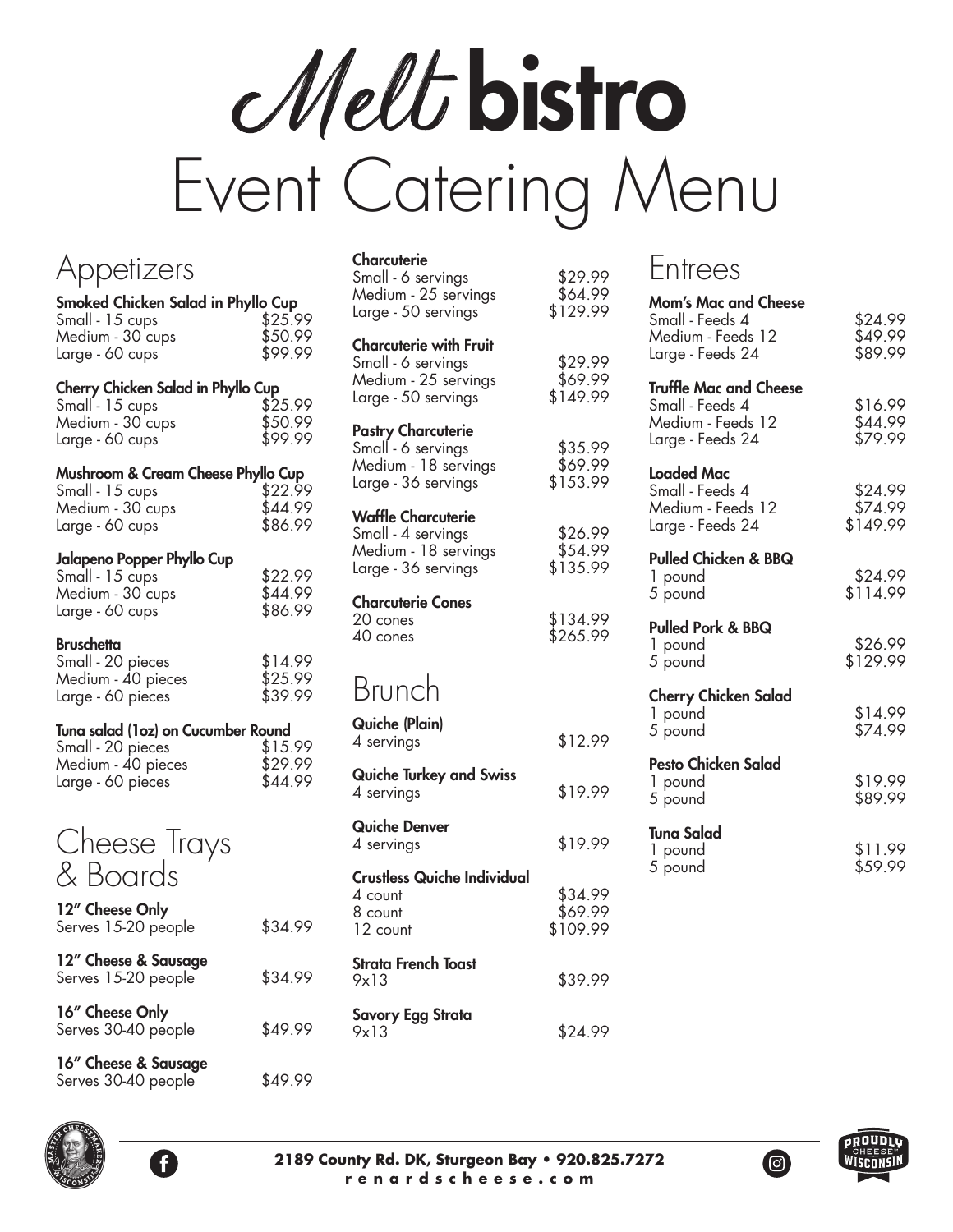# Melt bistro
# Event Catering Menu

## Appetizers

**Smoked Chicken Salad in Phyllo Cup**
Small - 15 cups $25.99
Medium - 30 cups $50.99
Large - 60 cups $99.99

**Cherry Chicken Salad in Phyllo Cup**
Small - 15 cups $25.99
Medium - 30 cups $50.99
Large - 60 cups $99.99

**Mushroom & Cream Cheese Phyllo Cup**
Small - 15 cups $22.99
Medium - 30 cups $44.99
Large - 60 cups $86.99

**Jalapeno Popper Phyllo Cup**
Small - 15 cups $22.99
Medium - 30 cups $44.99
Large - 60 cups $86.99

**Bruschetta**
Small - 20 pieces $14.99
Medium - 40 pieces $25.99
Large - 60 pieces $39.99

**Tuna salad (1oz) on Cucumber Round**
Small - 20 pieces $15.99
Medium - 40 pieces $29.99
Large - 60 pieces $44.99

## Cheese Trays & Boards

**12" Cheese Only**
Serves 15-20 people $34.99

**12" Cheese & Sausage**
Serves 15-20 people $34.99

**16" Cheese Only**
Serves 30-40 people $49.99

**16" Cheese & Sausage**
Serves 30-40 people $49.99

**Charcuterie**
Small - 6 servings $29.99
Medium - 25 servings $64.99
Large - 50 servings $129.99

**Charcuterie with Fruit**
Small - 6 servings $29.99
Medium - 25 servings $69.99
Large - 50 servings $149.99

**Pastry Charcuterie**
Small - 6 servings $35.99
Medium - 18 servings $69.99
Large - 36 servings $153.99

**Waffle Charcuterie**
Small - 4 servings $26.99
Medium - 18 servings $54.99
Large - 36 servings $135.99

**Charcuterie Cones**
20 cones $134.99
40 cones $265.99

## Brunch

**Quiche (Plain)**
4 servings $12.99

**Quiche Turkey and Swiss**
4 servings $19.99

**Quiche Denver**
4 servings $19.99

**Crustless Quiche Individual**
4 count $34.99
8 count $69.99
12 count $109.99

**Strata French Toast**
9x13 $39.99

**Savory Egg Strata**
9x13 $24.99

## Entrees

**Mom's Mac and Cheese**
Small - Feeds 4 $24.99
Medium - Feeds 12 $49.99
Large - Feeds 24 $89.99

**Truffle Mac and Cheese**
Small - Feeds 4 $16.99
Medium - Feeds 12 $44.99
Large - Feeds 24 $79.99

**Loaded Mac**
Small - Feeds 4 $24.99
Medium - Feeds 12 $74.99
Large - Feeds 24 $149.99

**Pulled Chicken & BBQ**
1 pound $24.99
5 pound $114.99

**Pulled Pork & BBQ**
1 pound $26.99
5 pound $129.99

**Cherry Chicken Salad**
1 pound $14.99
5 pound $74.99

**Pesto Chicken Salad**
1 pound $19.99
5 pound $89.99

**Tuna Salad**
1 pound $11.99
5 pound $59.99

**2189 County Rd. DK, Sturgeon Bay • 920.825.7272**
**renardscheese.com**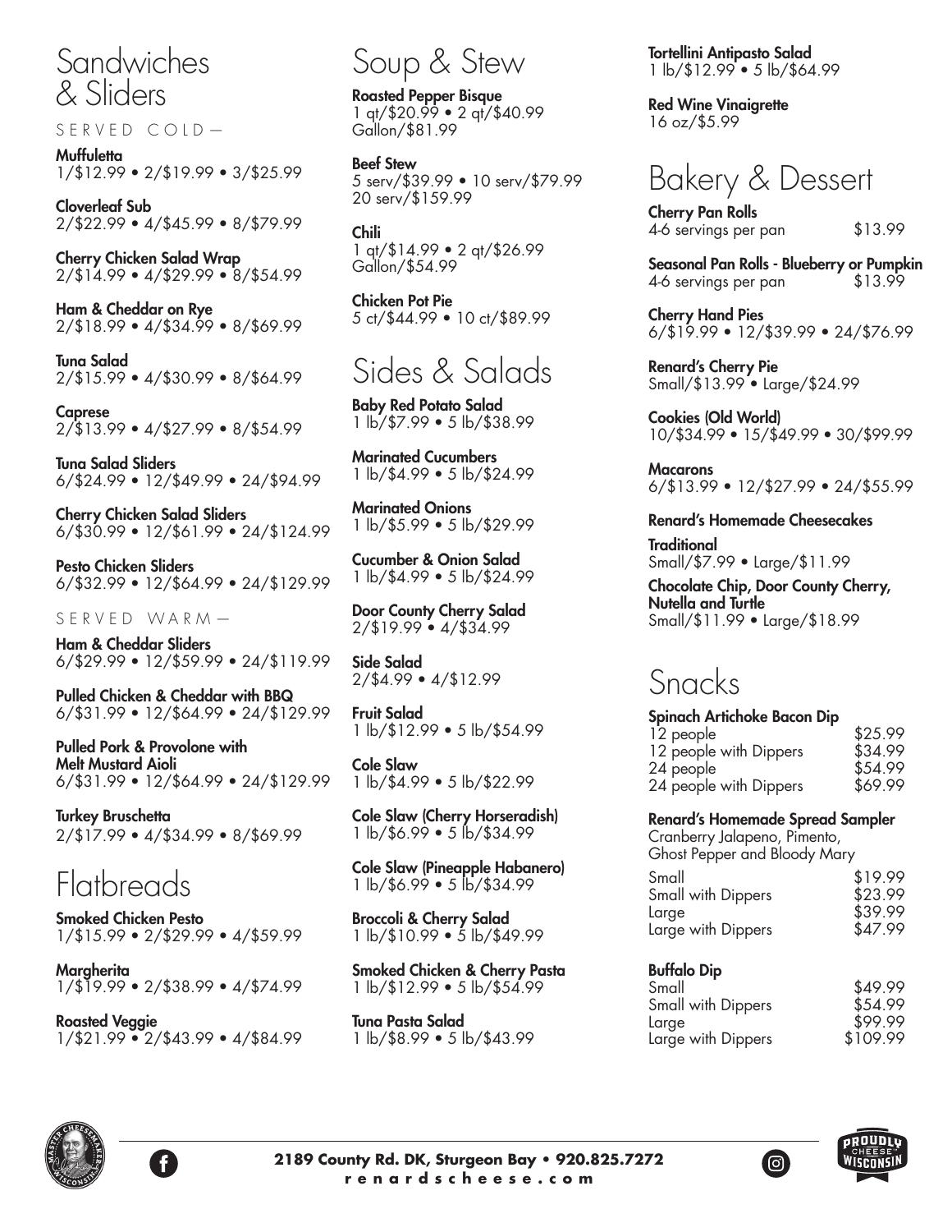# Sandwiches & Sliders

SERVED COLD—

**Muffuletta**
1/$12.99 • 2/$19.99 • 3/$25.99

**Cloverleaf Sub**
2/$22.99 • 4/$45.99 • 8/$79.99

**Cherry Chicken Salad Wrap**
2/$14.99 • 4/$29.99 • 8/$54.99

**Ham & Cheddar on Rye**
2/$18.99 • 4/$34.99 • 8/$69.99

**Tuna Salad**
2/$15.99 • 4/$30.99 • 8/$64.99

**Caprese**
2/$13.99 • 4/$27.99 • 8/$54.99

**Tuna Salad Sliders**
6/$24.99 • 12/$49.99 • 24/$94.99

**Cherry Chicken Salad Sliders**
6/$30.99 • 12/$61.99 • 24/$124.99

**Pesto Chicken Sliders**
6/$32.99 • 12/$64.99 • 24/$129.99

SERVED WARM—

**Ham & Cheddar Sliders**
6/$29.99 • 12/$59.99 • 24/$119.99

**Pulled Chicken & Cheddar with BBQ**
6/$31.99 • 12/$64.99 • 24/$129.99

**Pulled Pork & Provolone with Melt Mustard Aioli**
6/$31.99 • 12/$64.99 • 24/$129.99

**Turkey Bruschetta**
2/$17.99 • 4/$34.99 • 8/$69.99

# Flatbreads

**Smoked Chicken Pesto**
1/$15.99 • 2/$29.99 • 4/$59.99

**Margherita**
1/$19.99 • 2/$38.99 • 4/$74.99

**Roasted Veggie**
1/$21.99 • 2/$43.99 • 4/$84.99

# Soup & Stew

**Roasted Pepper Bisque**
1 qt/$20.99 • 2 qt/$40.99
Gallon/$81.99

**Beef Stew**
5 serv/$39.99 • 10 serv/$79.99
20 serv/$159.99

**Chili**
1 qt/$14.99 • 2 qt/$26.99
Gallon/$54.99

**Chicken Pot Pie**
5 ct/$44.99 • 10 ct/$89.99

# Sides & Salads

**Baby Red Potato Salad**
1 lb/$7.99 • 5 lb/$38.99

**Marinated Cucumbers**
1 lb/$4.99 • 5 lb/$24.99

**Marinated Onions**
1 lb/$5.99 • 5 lb/$29.99

**Cucumber & Onion Salad**
1 lb/$4.99 • 5 lb/$24.99

**Door County Cherry Salad**
2/$19.99 • 4/$34.99

**Side Salad**
2/$4.99 • 4/$12.99

**Fruit Salad**
1 lb/$12.99 • 5 lb/$54.99

**Cole Slaw**
1 lb/$4.99 • 5 lb/$22.99

**Cole Slaw (Cherry Horseradish)**
1 lb/$6.99 • 5 lb/$34.99

**Cole Slaw (Pineapple Habanero)**
1 lb/$6.99 • 5 lb/$34.99

**Broccoli & Cherry Salad**
1 lb/$10.99 • 5 lb/$49.99

**Smoked Chicken & Cherry Pasta**
1 lb/$12.99 • 5 lb/$54.99

**Tuna Pasta Salad**
1 lb/$8.99 • 5 lb/$43.99

**Tortellini Antipasto Salad**
1 lb/$12.99 • 5 lb/$64.99

**Red Wine Vinaigrette**
16 oz/$5.99

# Bakery & Dessert

**Cherry Pan Rolls**
4-6 servings per pan $13.99

**Seasonal Pan Rolls - Blueberry or Pumpkin**
4-6 servings per pan $13.99

**Cherry Hand Pies**
6/$19.99 • 12/$39.99 • 24/$76.99

**Renard's Cherry Pie**
Small/$13.99 • Large/$24.99

**Cookies (Old World)**
10/$34.99 • 15/$49.99 • 30/$99.99

**Macarons**
6/$13.99 • 12/$27.99 • 24/$55.99

**Renard's Homemade Cheesecakes**

**Traditional**
Small/$7.99 • Large/$11.99

**Chocolate Chip, Door County Cherry, Nutella and Turtle**
Small/$11.99 • Large/$18.99

# Snacks

**Spinach Artichoke Bacon Dip**

| | |
|---|---|
| 12 people | $25.99 |
| 12 people with Dippers | $34.99 |
| 24 people | $54.99 |
| 24 people with Dippers | $69.99 |

**Renard's Homemade Spread Sampler**
Cranberry Jalapeno, Pimento, Ghost Pepper and Bloody Mary

| | |
|---|---|
| Small | $19.99 |
| Small with Dippers | $23.99 |
| Large | $39.99 |
| Large with Dippers | $47.99 |

**Buffalo Dip**

| | |
|---|---|
| Small | $49.99 |
| Small with Dippers | $54.99 |
| Large | $99.99 |
| Large with Dippers | $109.99 |

**2189 County Rd. DK, Sturgeon Bay • 920.825.7272**
**renardscheese.com**